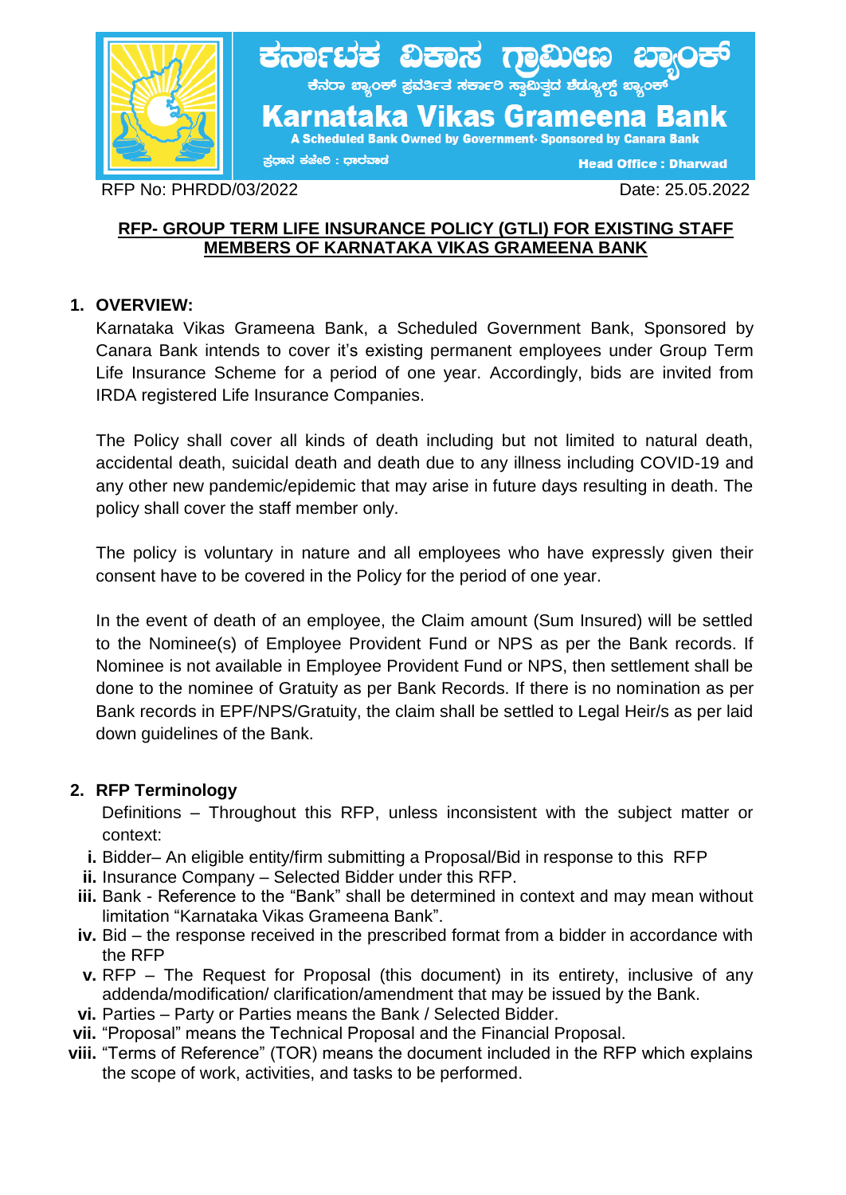# ಕರ್ನಾಟಕ ವಿಕಾಸ ಗ್ರಾಮೀಣ ಬ್ಯಾಂಕ್

ಕೆನರಾ ಬ್ಯಾಂಕ್ ಪ್ರವರ್ತಿತ ಸರ್ಕಾರಿ ಸ್ವಾಮಿತ್ವದ ಶೆಡ್ಯೂಲ್ಡ್ ಬ್ಯಾಂಕ್

# Karnataka Vikas Grameena Bank

A Scheduled Bank Owned by Government- Sponsored by Canara Bank

ಪ್ರಧಾನ ಕಚೇರಿ : ಧಾರವಾಡ

Head Office : Dharwad

RFP No: PHRDD/03/2022

Date: 25.05.2022

## RFP- GROUP TERM LIFE INSURANCE POLICY (GTLI) FOR EXISTING STAFF MEMBERS OF KARNATAKA VIKAS GRAMEENA BANK

### 1. OVERVIEW:

Karnataka Vikas Grameena Bank, a Scheduled Government Bank, Sponsored by Canara Bank intends to cover it's existing permanent employees under Group Term Life Insurance Scheme for a period of one year. Accordingly, bids are invited from IRDA registered Life Insurance Companies.

The Policy shall cover all kinds of death including but not limited to natural death, accidental death, suicidal death and death due to any illness including COVID-19 and any other new pandemic/epidemic that may arise in future days resulting in death. The policy shall cover the staff member only.

The policy is voluntary in nature and all employees who have expressly given their consent have to be covered in the Policy for the period of one year.

In the event of death of an employee, the Claim amount (Sum Insured) will be settled to the Nominee(s) of Employee Provident Fund or NPS as per the Bank records. If Nominee is not available in Employee Provident Fund or NPS, then settlement shall be done to the nominee of Gratuity as per Bank Records. If there is no nomination as per Bank records in EPF/NPS/Gratuity, the claim shall be settled to Legal Heir/s as per laid down guidelines of the Bank.

### 2. RFP Terminology

Definitions – Throughout this RFP, unless inconsistent with the subject matter or context:

- **i.** Bidder– An eligible entity/firm submitting a Proposal/Bid in response to this RFP
- **ii.** Insurance Company – Selected Bidder under this RFP.
- **iii.** Bank - Reference to the "Bank" shall be determined in context and may mean without limitation "Karnataka Vikas Grameena Bank".
- **iv.** Bid – the response received in the prescribed format from a bidder in accordance with the RFP
- **v.** RFP – The Request for Proposal (this document) in its entirety, inclusive of any addenda/modification/ clarification/amendment that may be issued by the Bank.
- **vi.** Parties – Party or Parties means the Bank / Selected Bidder.
- **vii.** "Proposal" means the Technical Proposal and the Financial Proposal.
- **viii.** "Terms of Reference" (TOR) means the document included in the RFP which explains the scope of work, activities, and tasks to be performed.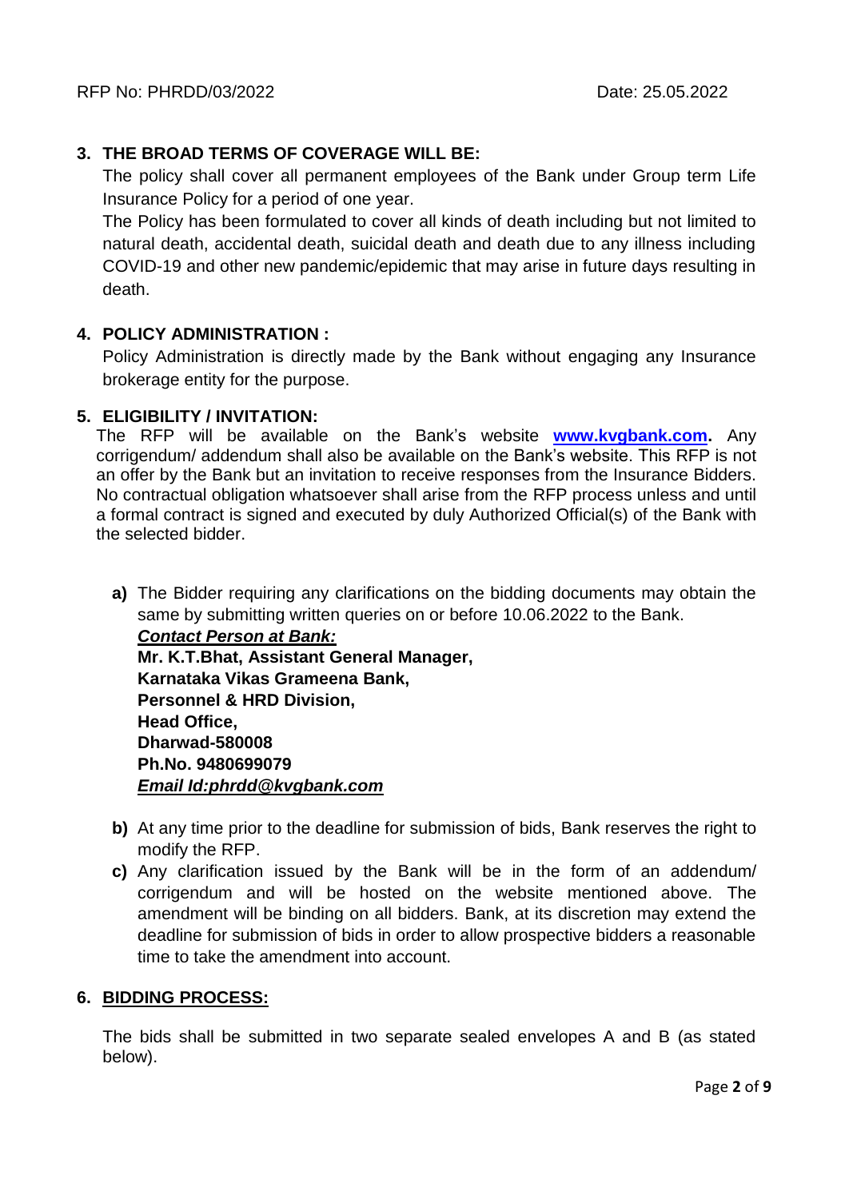## 3. THE BROAD TERMS OF COVERAGE WILL BE:

The policy shall cover all permanent employees of the Bank under Group term Life Insurance Policy for a period of one year.

The Policy has been formulated to cover all kinds of death including but not limited to natural death, accidental death, suicidal death and death due to any illness including COVID-19 and other new pandemic/epidemic that may arise in future days resulting in death.

## 4. POLICY ADMINISTRATION :

Policy Administration is directly made by the Bank without engaging any Insurance brokerage entity for the purpose.

## 5. ELIGIBILITY / INVITATION:

The RFP will be available on the Bank's website **www.kvgbank.com.** Any corrigendum/ addendum shall also be available on the Bank's website. This RFP is not an offer by the Bank but an invitation to receive responses from the Insurance Bidders. No contractual obligation whatsoever shall arise from the RFP process unless and until a formal contract is signed and executed by duly Authorized Official(s) of the Bank with the selected bidder.

**a)** The Bidder requiring any clarifications on the bidding documents may obtain the same by submitting written queries on or before 10.06.2022 to the Bank.

***Contact Person at Bank:***
**Mr. K.T.Bhat, Assistant General Manager,**
**Karnataka Vikas Grameena Bank,**
**Personnel & HRD Division,**
**Head Office,**
**Dharwad-580008**
**Ph.No. 9480699079**
***Email Id:phrdd@kvgbank.com***

**b)** At any time prior to the deadline for submission of bids, Bank reserves the right to modify the RFP.

**c)** Any clarification issued by the Bank will be in the form of an addendum/ corrigendum and will be hosted on the website mentioned above. The amendment will be binding on all bidders. Bank, at its discretion may extend the deadline for submission of bids in order to allow prospective bidders a reasonable time to take the amendment into account.

## 6. BIDDING PROCESS:

The bids shall be submitted in two separate sealed envelopes A and B (as stated below).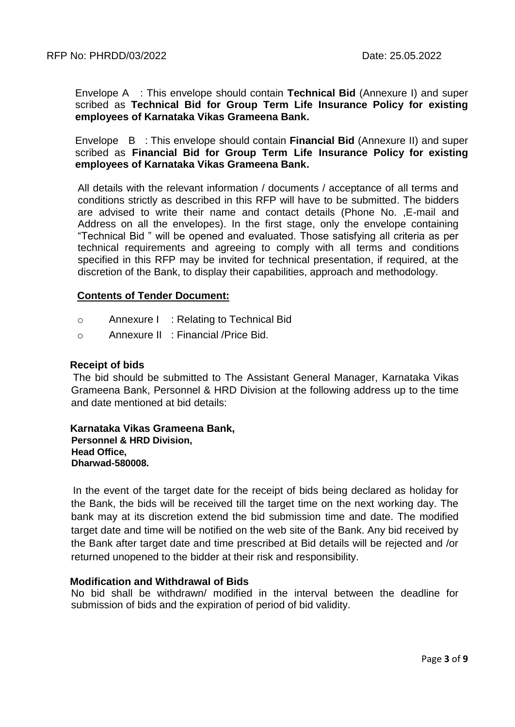Envelope A : This envelope should contain **Technical Bid** (Annexure I) and super scribed as **Technical Bid for Group Term Life Insurance Policy for existing employees of Karnataka Vikas Grameena Bank.**

Envelope B : This envelope should contain **Financial Bid** (Annexure II) and super scribed as **Financial Bid for Group Term Life Insurance Policy for existing employees of Karnataka Vikas Grameena Bank.**

All details with the relevant information / documents / acceptance of all terms and conditions strictly as described in this RFP will have to be submitted. The bidders are advised to write their name and contact details (Phone No. ,E-mail and Address on all the envelopes). In the first stage, only the envelope containing "Technical Bid " will be opened and evaluated. Those satisfying all criteria as per technical requirements and agreeing to comply with all terms and conditions specified in this RFP may be invited for technical presentation, if required, at the discretion of the Bank, to display their capabilities, approach and methodology.

**Contents of Tender Document:**

- Annexure I : Relating to Technical Bid
- Annexure II : Financial /Price Bid.

**Receipt of bids**

The bid should be submitted to The Assistant General Manager, Karnataka Vikas Grameena Bank, Personnel & HRD Division at the following address up to the time and date mentioned at bid details:

**Karnataka Vikas Grameena Bank,**
**Personnel & HRD Division,**
**Head Office,**
**Dharwad-580008.**

In the event of the target date for the receipt of bids being declared as holiday for the Bank, the bids will be received till the target time on the next working day. The bank may at its discretion extend the bid submission time and date. The modified target date and time will be notified on the web site of the Bank. Any bid received by the Bank after target date and time prescribed at Bid details will be rejected and /or returned unopened to the bidder at their risk and responsibility.

**Modification and Withdrawal of Bids**

No bid shall be withdrawn/ modified in the interval between the deadline for submission of bids and the expiration of period of bid validity.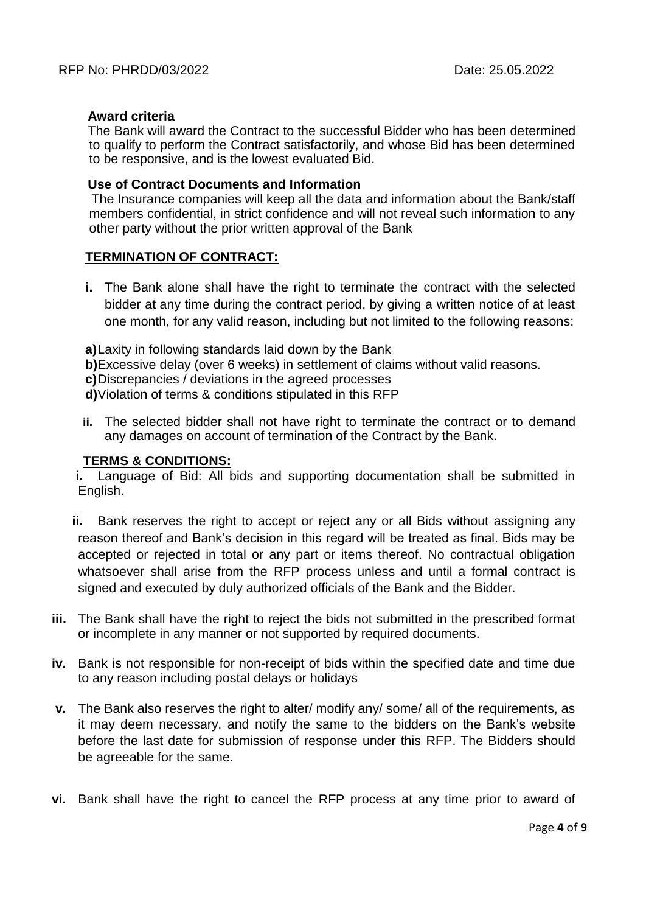**Award criteria**

The Bank will award the Contract to the successful Bidder who has been determined to qualify to perform the Contract satisfactorily, and whose Bid has been determined to be responsive, and is the lowest evaluated Bid.

**Use of Contract Documents and Information**

The Insurance companies will keep all the data and information about the Bank/staff members confidential, in strict confidence and will not reveal such information to any other party without the prior written approval of the Bank

## TERMINATION OF CONTRACT:

**i.** The Bank alone shall have the right to terminate the contract with the selected bidder at any time during the contract period, by giving a written notice of at least one month, for any valid reason, including but not limited to the following reasons:

**a)** Laxity in following standards laid down by the Bank

**b)** Excessive delay (over 6 weeks) in settlement of claims without valid reasons.

**c)** Discrepancies / deviations in the agreed processes

**d)** Violation of terms & conditions stipulated in this RFP

**ii.** The selected bidder shall not have right to terminate the contract or to demand any damages on account of termination of the Contract by the Bank.

## TERMS & CONDITIONS:

**i.** Language of Bid: All bids and supporting documentation shall be submitted in English.

**ii.** Bank reserves the right to accept or reject any or all Bids without assigning any reason thereof and Bank's decision in this regard will be treated as final. Bids may be accepted or rejected in total or any part or items thereof. No contractual obligation whatsoever shall arise from the RFP process unless and until a formal contract is signed and executed by duly authorized officials of the Bank and the Bidder.

**iii.** The Bank shall have the right to reject the bids not submitted in the prescribed format or incomplete in any manner or not supported by required documents.

**iv.** Bank is not responsible for non-receipt of bids within the specified date and time due to any reason including postal delays or holidays

**v.** The Bank also reserves the right to alter/ modify any/ some/ all of the requirements, as it may deem necessary, and notify the same to the bidders on the Bank's website before the last date for submission of response under this RFP. The Bidders should be agreeable for the same.

**vi.** Bank shall have the right to cancel the RFP process at any time prior to award of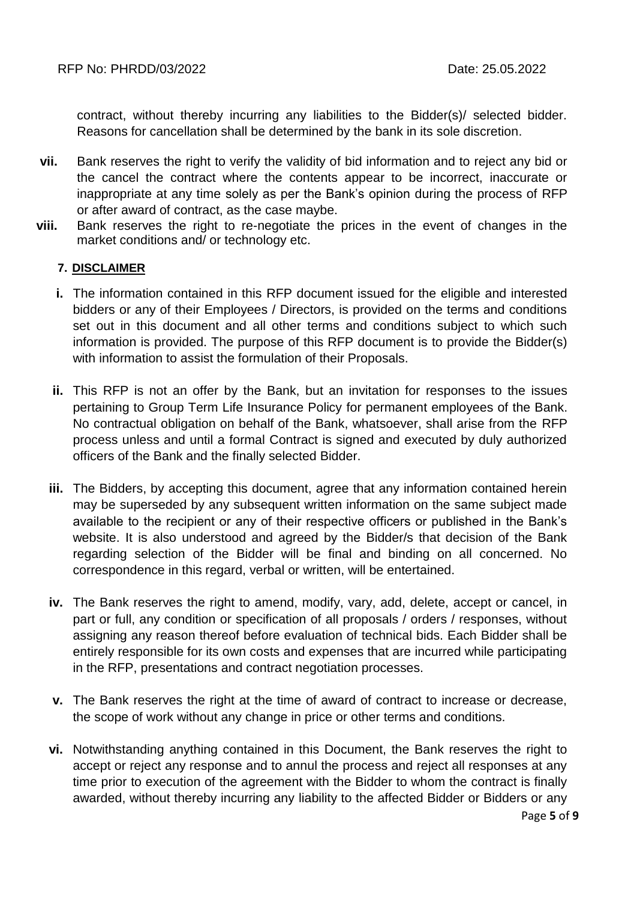contract, without thereby incurring any liabilities to the Bidder(s)/ selected bidder. Reasons for cancellation shall be determined by the bank in its sole discretion.

**vii.** Bank reserves the right to verify the validity of bid information and to reject any bid or the cancel the contract where the contents appear to be incorrect, inaccurate or inappropriate at any time solely as per the Bank's opinion during the process of RFP or after award of contract, as the case maybe.

**viii.** Bank reserves the right to re-negotiate the prices in the event of changes in the market conditions and/ or technology etc.

## 7. DISCLAIMER

**i.** The information contained in this RFP document issued for the eligible and interested bidders or any of their Employees / Directors, is provided on the terms and conditions set out in this document and all other terms and conditions subject to which such information is provided. The purpose of this RFP document is to provide the Bidder(s) with information to assist the formulation of their Proposals.

**ii.** This RFP is not an offer by the Bank, but an invitation for responses to the issues pertaining to Group Term Life Insurance Policy for permanent employees of the Bank. No contractual obligation on behalf of the Bank, whatsoever, shall arise from the RFP process unless and until a formal Contract is signed and executed by duly authorized officers of the Bank and the finally selected Bidder.

**iii.** The Bidders, by accepting this document, agree that any information contained herein may be superseded by any subsequent written information on the same subject made available to the recipient or any of their respective officers or published in the Bank's website. It is also understood and agreed by the Bidder/s that decision of the Bank regarding selection of the Bidder will be final and binding on all concerned. No correspondence in this regard, verbal or written, will be entertained.

**iv.** The Bank reserves the right to amend, modify, vary, add, delete, accept or cancel, in part or full, any condition or specification of all proposals / orders / responses, without assigning any reason thereof before evaluation of technical bids. Each Bidder shall be entirely responsible for its own costs and expenses that are incurred while participating in the RFP, presentations and contract negotiation processes.

**v.** The Bank reserves the right at the time of award of contract to increase or decrease, the scope of work without any change in price or other terms and conditions.

**vi.** Notwithstanding anything contained in this Document, the Bank reserves the right to accept or reject any response and to annul the process and reject all responses at any time prior to execution of the agreement with the Bidder to whom the contract is finally awarded, without thereby incurring any liability to the affected Bidder or Bidders or any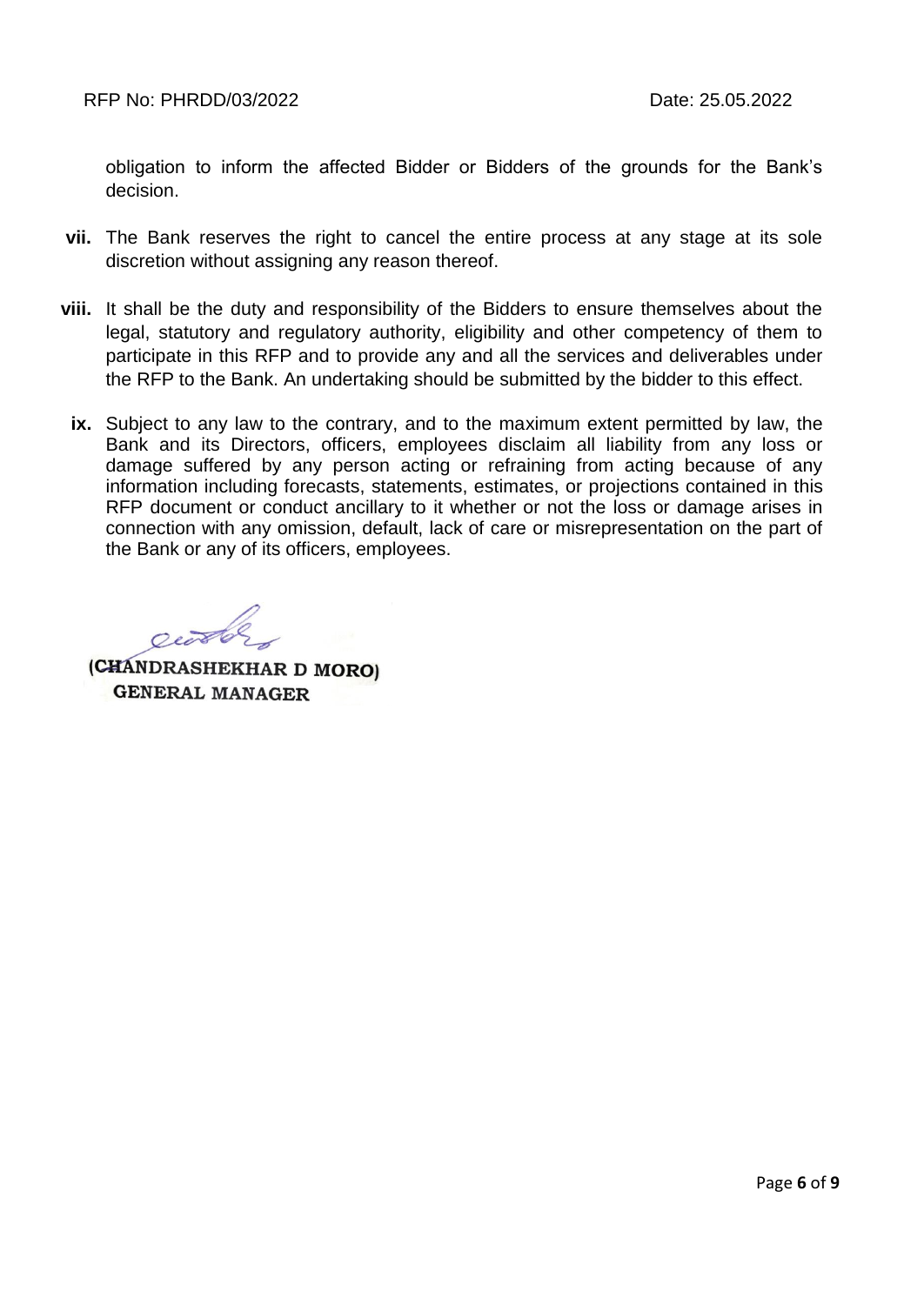obligation to inform the affected Bidder or Bidders of the grounds for the Bank's decision.

**vii.** The Bank reserves the right to cancel the entire process at any stage at its sole discretion without assigning any reason thereof.

**viii.** It shall be the duty and responsibility of the Bidders to ensure themselves about the legal, statutory and regulatory authority, eligibility and other competency of them to participate in this RFP and to provide any and all the services and deliverables under the RFP to the Bank. An undertaking should be submitted by the bidder to this effect.

**ix.** Subject to any law to the contrary, and to the maximum extent permitted by law, the Bank and its Directors, officers, employees disclaim all liability from any loss or damage suffered by any person acting or refraining from acting because of any information including forecasts, statements, estimates, or projections contained in this RFP document or conduct ancillary to it whether or not the loss or damage arises in connection with any omission, default, lack of care or misrepresentation on the part of the Bank or any of its officers, employees.

**(CHANDRASHEKHAR D MORO)**
**GENERAL MANAGER**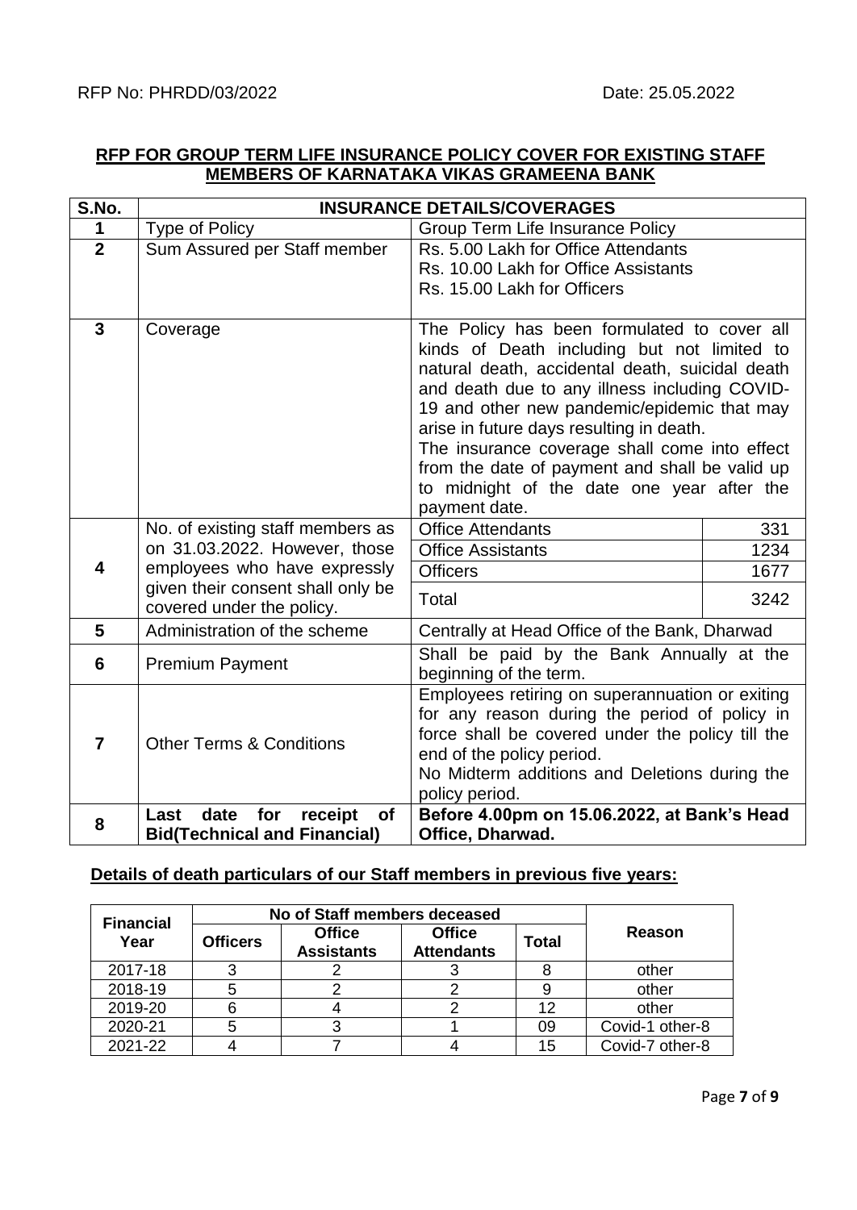RFP No: PHRDD/03/2022 Date: 25.05.2022

## RFP FOR GROUP TERM LIFE INSURANCE POLICY COVER FOR EXISTING STAFF MEMBERS OF KARNATAKA VIKAS GRAMEENA BANK

| S.No. | INSURANCE DETAILS/COVERAGES | | |
|---|---|---|---|
| 1 | Type of Policy | Group Term Life Insurance Policy | |
| 2 | Sum Assured per Staff member | Rs. 5.00 Lakh for Office Attendants<br>Rs. 10.00 Lakh for Office Assistants<br>Rs. 15.00 Lakh for Officers | |
| 3 | Coverage | The Policy has been formulated to cover all kinds of Death including but not limited to natural death, accidental death, suicidal death and death due to any illness including COVID-19 and other new pandemic/epidemic that may arise in future days resulting in death.<br>The insurance coverage shall come into effect from the date of payment and shall be valid up to midnight of the date one year after the payment date. | |
| 4 | No. of existing staff members as on 31.03.2022. However, those employees who have expressly given their consent shall only be covered under the policy. | Office Attendants | 331 |
| | | Office Assistants | 1234 |
| | | Officers | 1677 |
| | | Total | 3242 |
| 5 | Administration of the scheme | Centrally at Head Office of the Bank, Dharwad | |
| 6 | Premium Payment | Shall be paid by the Bank Annually at the beginning of the term. | |
| 7 | Other Terms & Conditions | Employees retiring on superannuation or exiting for any reason during the period of policy in force shall be covered under the policy till the end of the policy period.<br>No Midterm additions and Deletions during the policy period. | |
| 8 | **Last date for receipt of Bid(Technical and Financial)** | **Before 4.00pm on 15.06.2022, at Bank's Head Office, Dharwad.** | |

### Details of death particulars of our Staff members in previous five years:

| Financial Year | No of Staff members deceased | | | | Reason |
|---|---|---|---|---|---|
| | Officers | Office Assistants | Office Attendants | Total | |
| 2017-18 | 3 | 2 | 3 | 8 | other |
| 2018-19 | 5 | 2 | 2 | 9 | other |
| 2019-20 | 6 | 4 | 2 | 12 | other |
| 2020-21 | 5 | 3 | 1 | 09 | Covid-1 other-8 |
| 2021-22 | 4 | 7 | 4 | 15 | Covid-7 other-8 |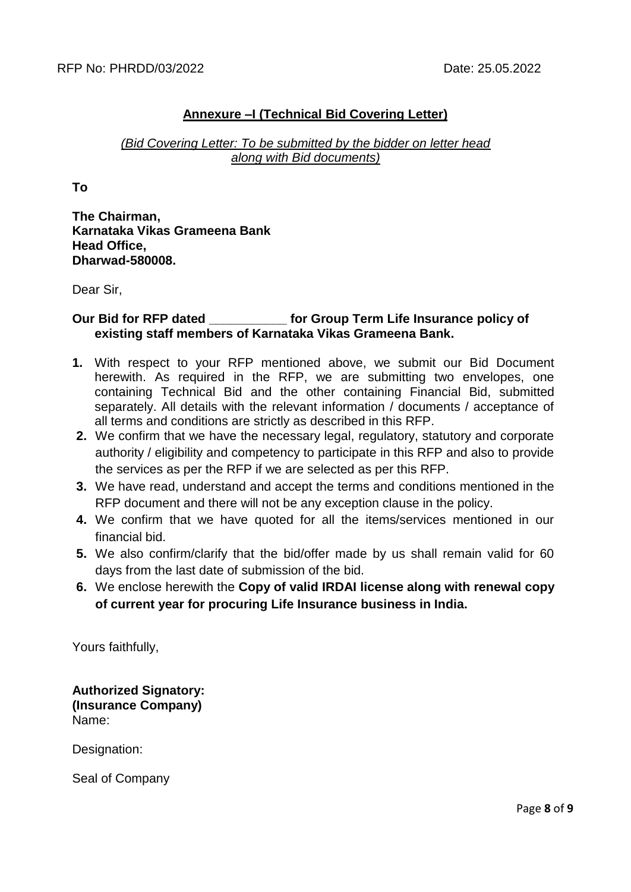RFP No: PHRDD/03/2022 Date: 25.05.2022

## Annexure –I (Technical Bid Covering Letter)

*(Bid Covering Letter: To be submitted by the bidder on letter head along with Bid documents)*

**To**

**The Chairman,**
**Karnataka Vikas Grameena Bank**
**Head Office,**
**Dharwad-580008.**

Dear Sir,

**Our Bid for RFP dated ___________ for Group Term Life Insurance policy of existing staff members of Karnataka Vikas Grameena Bank.**

1. With respect to your RFP mentioned above, we submit our Bid Document herewith. As required in the RFP, we are submitting two envelopes, one containing Technical Bid and the other containing Financial Bid, submitted separately. All details with the relevant information / documents / acceptance of all terms and conditions are strictly as described in this RFP.
2. We confirm that we have the necessary legal, regulatory, statutory and corporate authority / eligibility and competency to participate in this RFP and also to provide the services as per the RFP if we are selected as per this RFP.
3. We have read, understand and accept the terms and conditions mentioned in the RFP document and there will not be any exception clause in the policy.
4. We confirm that we have quoted for all the items/services mentioned in our financial bid.
5. We also confirm/clarify that the bid/offer made by us shall remain valid for 60 days from the last date of submission of the bid.
6. We enclose herewith the **Copy of valid IRDAI license along with renewal copy of current year for procuring Life Insurance business in India.**

Yours faithfully,

**Authorized Signatory:**
**(Insurance Company)**
Name:

Designation:

Seal of Company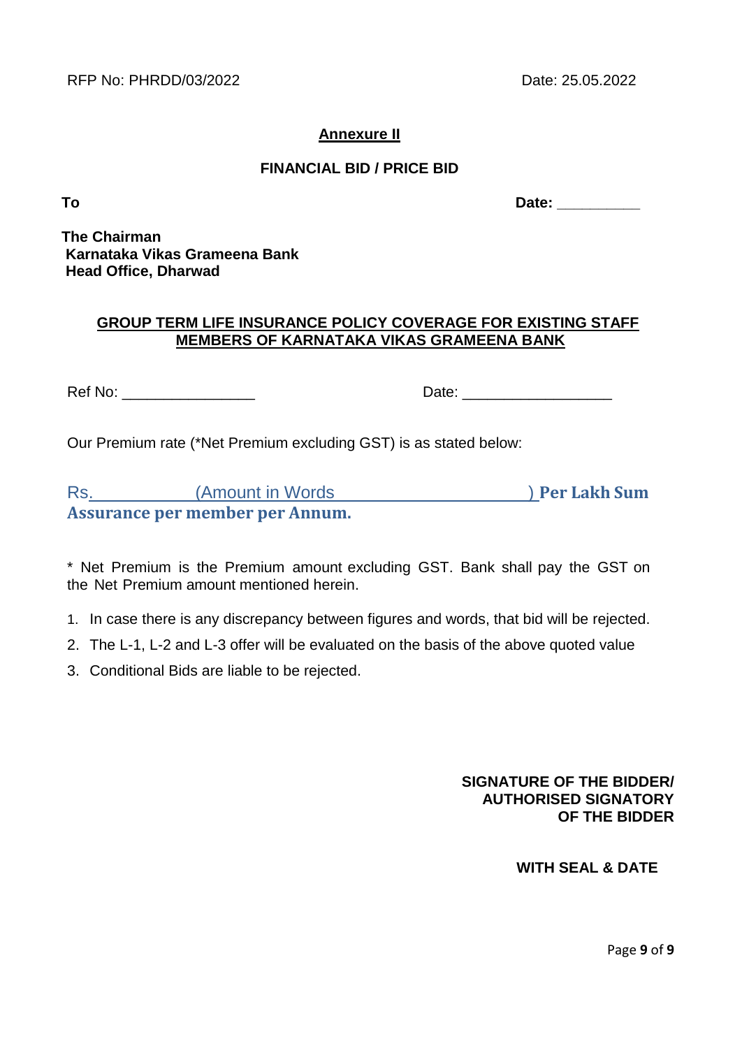RFP No: PHRDD/03/2022 Date: 25.05.2022

## Annexure II

### FINANCIAL BID / PRICE BID

**To** **Date: __________**

**The Chairman**
**Karnataka Vikas Grameena Bank**
**Head Office, Dharwad**

**GROUP TERM LIFE INSURANCE POLICY COVERAGE FOR EXISTING STAFF MEMBERS OF KARNATAKA VIKAS GRAMEENA BANK**

Ref No: ________________ Date: __________________

Our Premium rate (*Net Premium excluding GST) is as stated below:

Rs.____________(Amount in Words ______________________) **Per Lakh Sum Assurance per member per Annum.**

* Net Premium is the Premium amount excluding GST. Bank shall pay the GST on the Net Premium amount mentioned herein.

1. In case there is any discrepancy between figures and words, that bid will be rejected.
2. The L-1, L-2 and L-3 offer will be evaluated on the basis of the above quoted value
3. Conditional Bids are liable to be rejected.

**SIGNATURE OF THE BIDDER/ AUTHORISED SIGNATORY OF THE BIDDER**

**WITH SEAL & DATE**